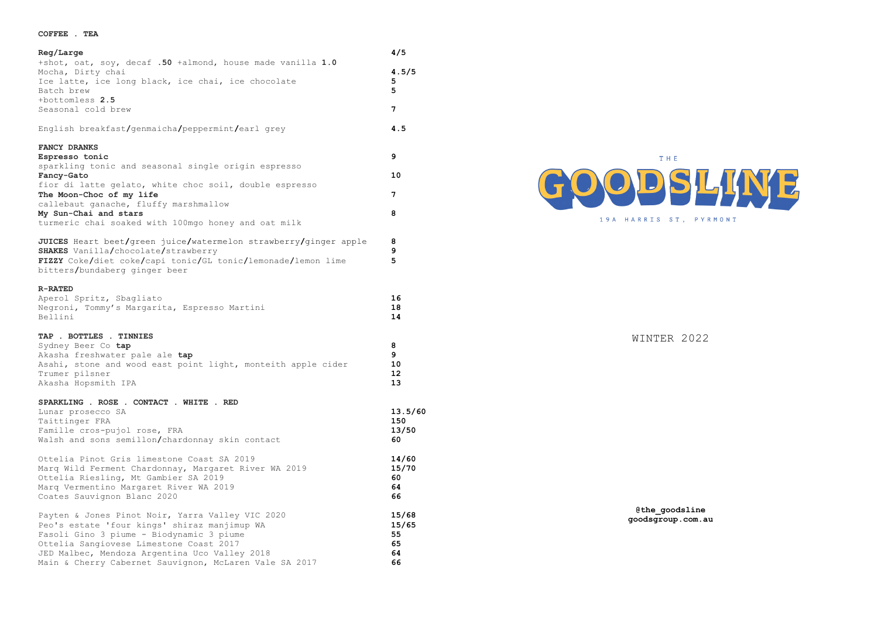**COFFEE . TEA**

| | |
|---|---|
| **Reg/Large** | **4/5** |
| +shot, oat, soy, decaf **.50** +almond, house made vanilla **1.0** | |
| Mocha, Dirty chai | **4.5/5** |
| Ice latte, ice long black, ice chai, ice chocolate | **5** |
| Batch brew | **5** |
| +bottomless **2.5** | |
| Seasonal cold brew | **7** |
| English breakfast/genmaicha/peppermint/earl grey | **4.5** |

**FANCY DRANKS**

| | |
|---|---|
| **Espresso tonic** | **9** |
| sparkling tonic and seasonal single origin espresso | |
| **Fancy-Gato** | **10** |
| fior di latte gelato, white choc soil, double espresso | |
| **The Moon-Choc of my life** | **7** |
| callebaut ganache, fluffy marshmallow | |
| **My Sun-Chai and stars** | **8** |
| turmeric chai soaked with 100mgo honey and oat milk | |

| | |
|---|---|
| **JUICES** Heart beet/green juice/watermelon strawberry/ginger apple | **8** |
| **SHAKES** Vanilla/chocolate/strawberry | **9** |
| **FIZZY** Coke/diet coke/capi tonic/GL tonic/lemonade/lemon lime bitters/bundaberg ginger beer | **5** |

**R-RATED**

| | |
|---|---|
| Aperol Spritz, Sbagliato | **16** |
| Negroni, Tommy's Margarita, Espresso Martini | **18** |
| Bellini | **14** |

**TAP . BOTTLES . TINNIES**

| | |
|---|---|
| Sydney Beer Co **tap** | **8** |
| Akasha freshwater pale ale **tap** | **9** |
| Asahi, stone and wood east point light, monteith apple cider | **10** |
| Trumer pilsner | **12** |
| Akasha Hopsmith IPA | **13** |

**SPARKLING . ROSE . CONTACT . WHITE . RED**

| | |
|---|---|
| Lunar prosecco SA | **13.5/60** |
| Taittinger FRA | **150** |
| Famille cros-pujol rose, FRA | **13/50** |
| Walsh and sons semillon/chardonnay skin contact | **60** |
| Ottelia Pinot Gris limestone Coast SA 2019 | **14/60** |
| Marq Wild Ferment Chardonnay, Margaret River WA 2019 | **15/70** |
| Ottelia Riesling, Mt Gambier SA 2019 | **60** |
| Marq Vermentino Margaret River WA 2019 | **64** |
| Coates Sauvignon Blanc 2020 | **66** |
| Payten & Jones Pinot Noir, Yarra Valley VIC 2020 | **15/68** |
| Peo's estate 'four kings' shiraz manjimup WA | **15/65** |
| Fasoli Gino 3 piume - Biodynamic 3 piume | **55** |
| Ottelia Sangiovese Limestone Coast 2017 | **65** |
| JED Malbec, Mendoza Argentina Uco Valley 2018 | **64** |
| Main & Cherry Cabernet Sauvignon, McLaren Vale SA 2017 | **66** |

THE

# GOODSLINE

19A HARRIS ST, PYRMONT

WINTER 2022

**@the_goodsline**
**goodsgroup.com.au**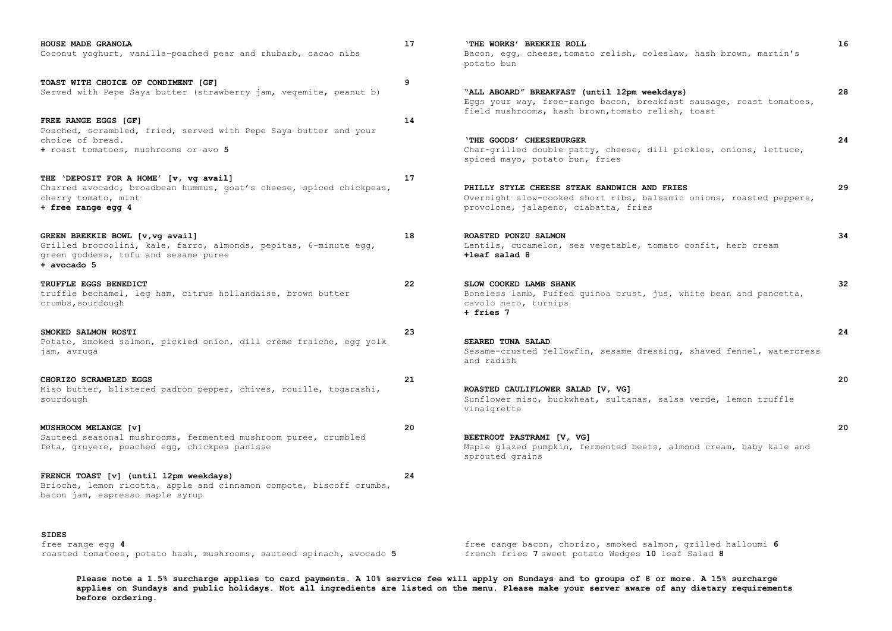**HOUSE MADE GRANOLA** 17
Coconut yoghurt, vanilla-poached pear and rhubarb, cacao nibs

**TOAST WITH CHOICE OF CONDIMENT [GF]** 9
Served with Pepe Saya butter (strawberry jam, vegemite, peanut b)

**FREE RANGE EGGS [GF]** 14
Poached, scrambled, fried, served with Pepe Saya butter and your choice of bread.
**+** roast tomatoes, mushrooms or avo **5**

**THE 'DEPOSIT FOR A HOME' [v, vg avail]** 17
Charred avocado, broadbean hummus, goat's cheese, spiced chickpeas, cherry tomato, mint
**+ free range egg 4**

**GREEN BREKKIE BOWL [v,vg avail]** 18
Grilled broccolini, kale, farro, almonds, pepitas, 6-minute egg, green goddess, tofu and sesame puree
**+ avocado 5**

**TRUFFLE EGGS BENEDICT** 22
truffle bechamel, leg ham, citrus hollandaise, brown butter crumbs,sourdough

**SMOKED SALMON ROSTI** 23
Potato, smoked salmon, pickled onion, dill crème fraiche, egg yolk jam, avruga

**CHORIZO SCRAMBLED EGGS** 21
Miso butter, blistered padron pepper, chives, rouille, togarashi, sourdough

**MUSHROOM MELANGE [v]** 20
Sauteed seasonal mushrooms, fermented mushroom puree, crumbled feta, gruyere, poached egg, chickpea panisse

**FRENCH TOAST [v] (until 12pm weekdays)** 24
Brioche, lemon ricotta, apple and cinnamon compote, biscoff crumbs, bacon jam, espresso maple syrup

**'THE WORKS' BREKKIE ROLL** 16
Bacon, egg, cheese,tomato relish, coleslaw, hash brown, martin's potato bun

**"ALL ABOARD" BREAKFAST (until 12pm weekdays)** 28
Eggs your way, free-range bacon, breakfast sausage, roast tomatoes, field mushrooms, hash brown,tomato relish, toast

**'THE GOODS' CHEESEBURGER** 24
Char-grilled double patty, cheese, dill pickles, onions, lettuce, spiced mayo, potato bun, fries

**PHILLY STYLE CHEESE STEAK SANDWICH AND FRIES** 29
Overnight slow-cooked short ribs, balsamic onions, roasted peppers, provolone, jalapeno, ciabatta, fries

**ROASTED PONZU SALMON** 34
Lentils, cucamelon, sea vegetable, tomato confit, herb cream
**+leaf salad 8**

**SLOW COOKED LAMB SHANK** 32
Boneless lamb, Puffed quinoa crust, jus, white bean and pancetta, cavolo nero, turnips
**+ fries 7**

**SEARED TUNA SALAD** 24
Sesame-crusted Yellowfin, sesame dressing, shaved fennel, watercress and radish

**ROASTED CAULIFLOWER SALAD [V, VG]** 20
Sunflower miso, buckwheat, sultanas, salsa verde, lemon truffle vinaigrette

**BEETROOT PASTRAMI [V, VG]** 20
Maple glazed pumpkin, fermented beets, almond cream, baby kale and sprouted grains

**SIDES**
free range egg **4**
roasted tomatoes, potato hash, mushrooms, sauteed spinach, avocado **5**
free range bacon, chorizo, smoked salmon, grilled halloumi **6**
french fries **7** sweet potato Wedges **10** leaf Salad **8**

**Please note a 1.5% surcharge applies to card payments. A 10% service fee will apply on Sundays and to groups of 8 or more. A 15% surcharge applies on Sundays and public holidays. Not all ingredients are listed on the menu. Please make your server aware of any dietary requirements before ordering.**